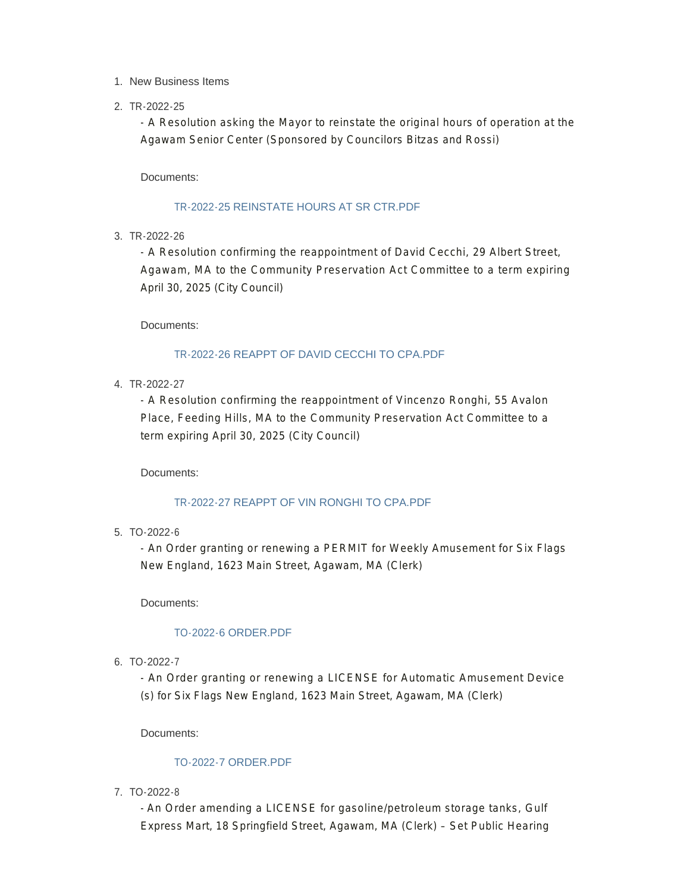1. New Business Items
2. TR-2022-25

   - A Resolution asking the Mayor to reinstate the original hours of operation at the Agawam Senior Center (Sponsored by Councilors Bitzas and Rossi)

   Documents:

   TR-2022-25 REINSTATE HOURS AT SR CTR.PDF

3. TR-2022-26

   - A Resolution confirming the reappointment of David Cecchi, 29 Albert Street, Agawam, MA to the Community Preservation Act Committee to a term expiring April 30, 2025 (City Council)

   Documents:

   TR-2022-26 REAPPT OF DAVID CECCHI TO CPA.PDF

4. TR-2022-27

   - A Resolution confirming the reappointment of Vincenzo Ronghi, 55 Avalon Place, Feeding Hills, MA to the Community Preservation Act Committee to a term expiring April 30, 2025 (City Council)

   Documents:

   TR-2022-27 REAPPT OF VIN RONGHI TO CPA.PDF

5. TO-2022-6

   - An Order granting or renewing a PERMIT for Weekly Amusement for Six Flags New England, 1623 Main Street, Agawam, MA (Clerk)

   Documents:

   TO-2022-6 ORDER.PDF

6. TO-2022-7

   - An Order granting or renewing a LICENSE for Automatic Amusement Device (s) for Six Flags New England, 1623 Main Street, Agawam, MA (Clerk)

   Documents:

   TO-2022-7 ORDER.PDF

7. TO-2022-8

   - An Order amending a LICENSE for gasoline/petroleum storage tanks, Gulf Express Mart, 18 Springfield Street, Agawam, MA (Clerk) – Set Public Hearing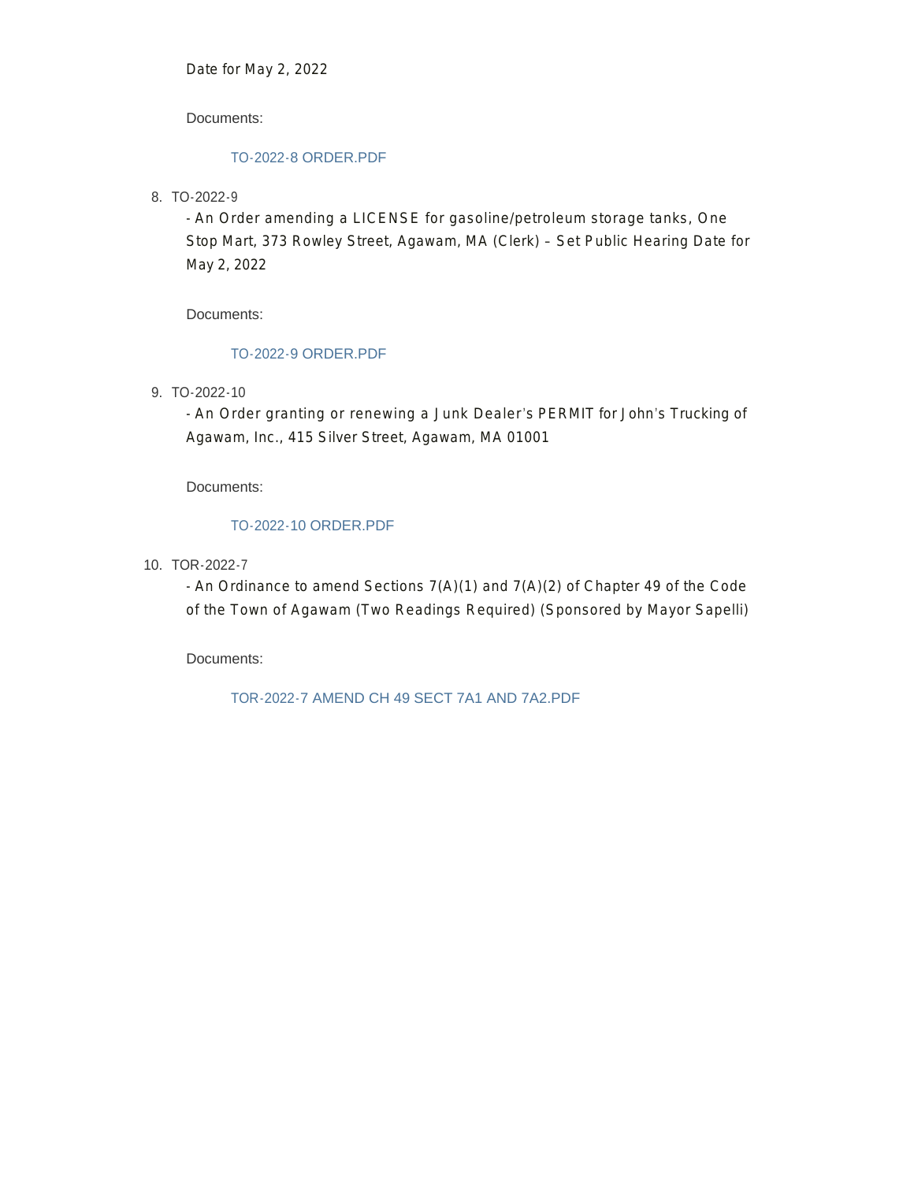Date for May 2, 2022

Documents:

TO-2022-8 ORDER.PDF

8. TO-2022-9

   - An Order amending a LICENSE for gasoline/petroleum storage tanks, One Stop Mart, 373 Rowley Street, Agawam, MA (Clerk) – Set Public Hearing Date for May 2, 2022

   Documents:

   TO-2022-9 ORDER.PDF

9. TO-2022-10

   - An Order granting or renewing a Junk Dealer's PERMIT for John's Trucking of Agawam, Inc., 415 Silver Street, Agawam, MA 01001

   Documents:

   TO-2022-10 ORDER.PDF

10. TOR-2022-7

    - An Ordinance to amend Sections 7(A)(1) and 7(A)(2) of Chapter 49 of the Code of the Town of Agawam (Two Readings Required) (Sponsored by Mayor Sapelli)

    Documents:

    TOR-2022-7 AMEND CH 49 SECT 7A1 AND 7A2.PDF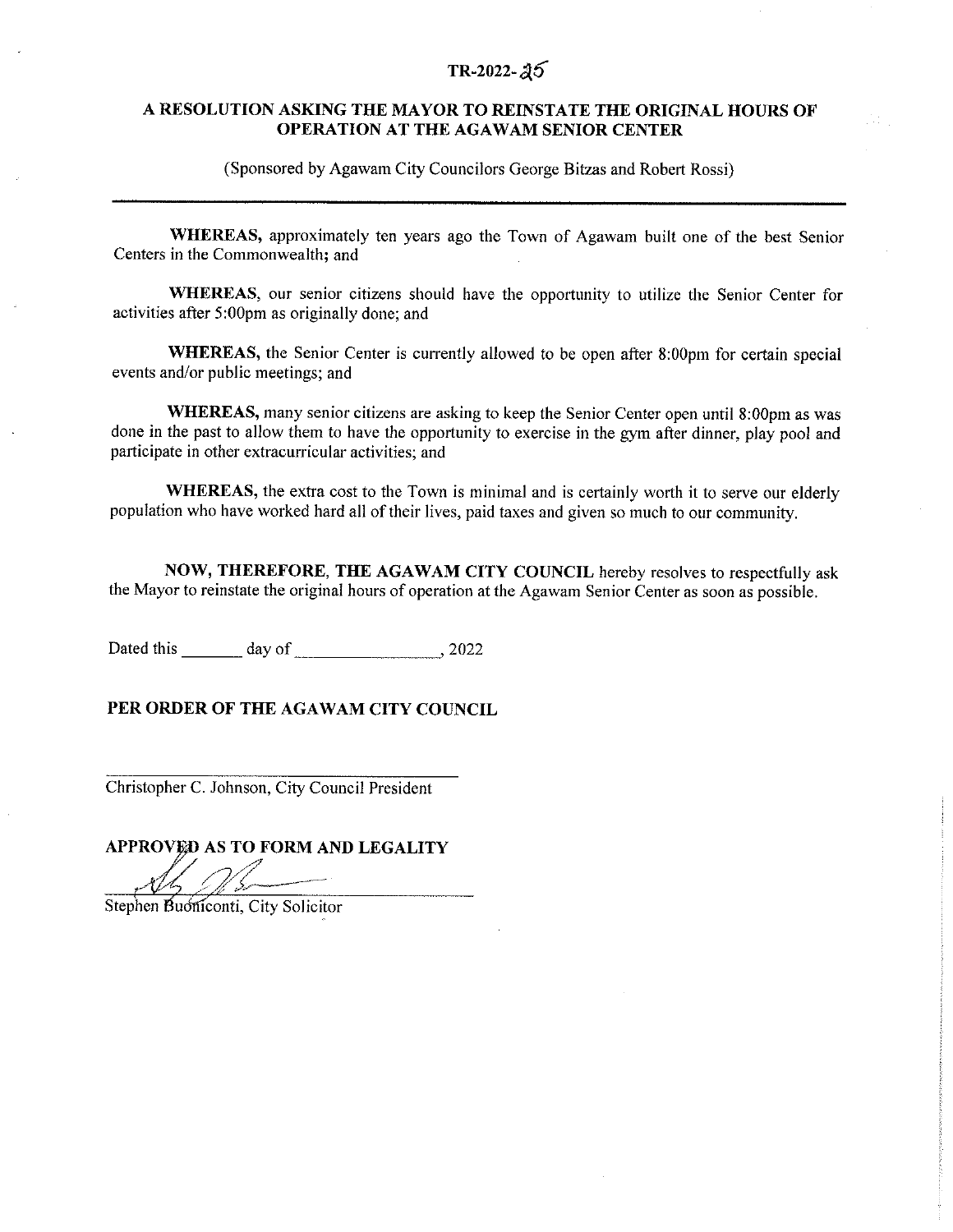# TR-2022-25

## A RESOLUTION ASKING THE MAYOR TO REINSTATE THE ORIGINAL HOURS OF OPERATION AT THE AGAWAM SENIOR CENTER

(Sponsored by Agawam City Councilors George Bitzas and Robert Rossi)

---

**WHEREAS,** approximately ten years ago the Town of Agawam built one of the best Senior Centers in the Commonwealth; and

**WHEREAS**, our senior citizens should have the opportunity to utilize the Senior Center for activities after 5:00pm as originally done; and

**WHEREAS,** the Senior Center is currently allowed to be open after 8:00pm for certain special events and/or public meetings; and

**WHEREAS,** many senior citizens are asking to keep the Senior Center open until 8:00pm as was done in the past to allow them to have the opportunity to exercise in the gym after dinner, play pool and participate in other extracurricular activities; and

**WHEREAS,** the extra cost to the Town is minimal and is certainly worth it to serve our elderly population who have worked hard all of their lives, paid taxes and given so much to our community.

**NOW, THEREFORE, THE AGAWAM CITY COUNCIL** hereby resolves to respectfully ask the Mayor to reinstate the original hours of operation at the Agawam Senior Center as soon as possible.

Dated this _______ day of _________________, 2022

**PER ORDER OF THE AGAWAM CITY COUNCIL**

_________________________________________
Christopher C. Johnson, City Council President

**APPROVED AS TO FORM AND LEGALITY**

_________________________________________
Stephen Buoniconti, City Solicitor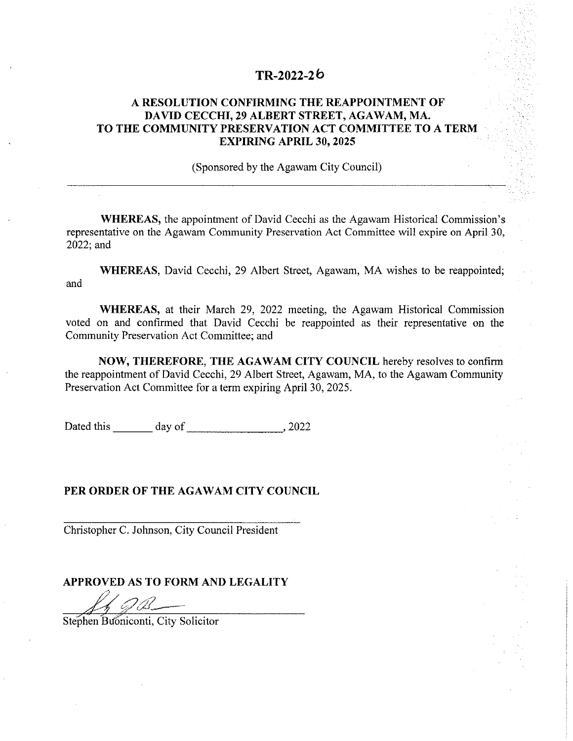# TR-2022-26

## A RESOLUTION CONFIRMING THE REAPPOINTMENT OF DAVID CECCHI, 29 ALBERT STREET, AGAWAM, MA. TO THE COMMUNITY PRESERVATION ACT COMMITTEE TO A TERM EXPIRING APRIL 30, 2025

(Sponsored by the Agawam City Council)

---

**WHEREAS,** the appointment of David Cecchi as the Agawam Historical Commission's representative on the Agawam Community Preservation Act Committee will expire on April 30, 2022; and

**WHEREAS**, David Cecchi, 29 Albert Street, Agawam, MA wishes to be reappointed; and

**WHEREAS,** at their March 29, 2022 meeting, the Agawam Historical Commission voted on and confirmed that David Cecchi be reappointed as their representative on the Community Preservation Act Committee; and

**NOW, THEREFORE, THE AGAWAM CITY COUNCIL** hereby resolves to confirm the reappointment of David Cecchi, 29 Albert Street, Agawam, MA, to the Agawam Community Preservation Act Committee for a term expiring April 30, 2025.

Dated this _______ day of _________________, 2022

**PER ORDER OF THE AGAWAM CITY COUNCIL**

_______________________________________

Christopher C. Johnson, City Council President

**APPROVED AS TO FORM AND LEGALITY**

_______________________________________

Stephen Buoniconti, City Solicitor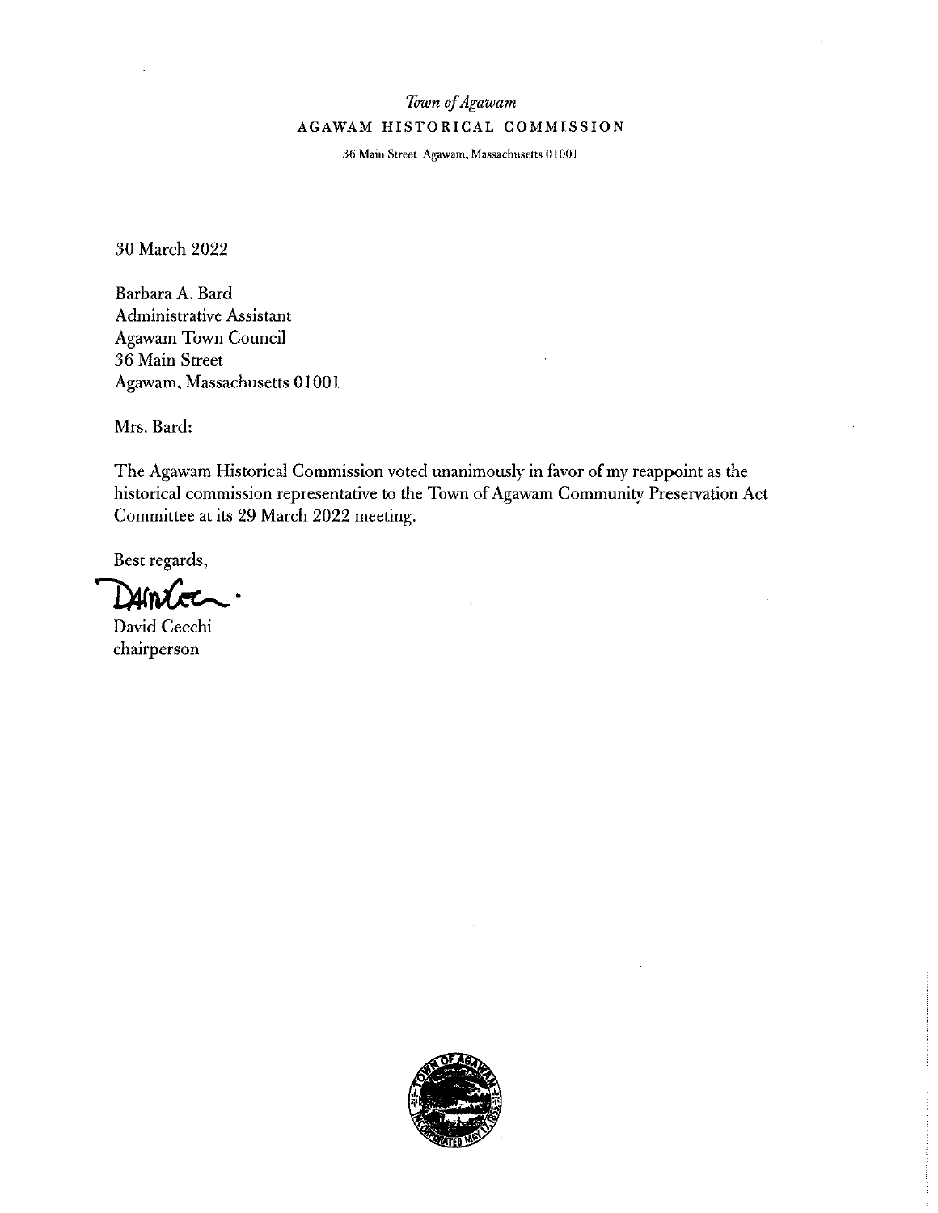*Town of Agawam*

AGAWAM HISTORICAL COMMISSION

36 Main Street Agawam, Massachusetts 01001

30 March 2022

Barbara A. Bard
Administrative Assistant
Agawam Town Council
36 Main Street
Agawam, Massachusetts 01001

Mrs. Bard:

The Agawam Historical Commission voted unanimously in favor of my reappoint as the historical commission representative to the Town of Agawam Community Preservation Act Committee at its 29 March 2022 meeting.

Best regards,

David Cecchi
chairperson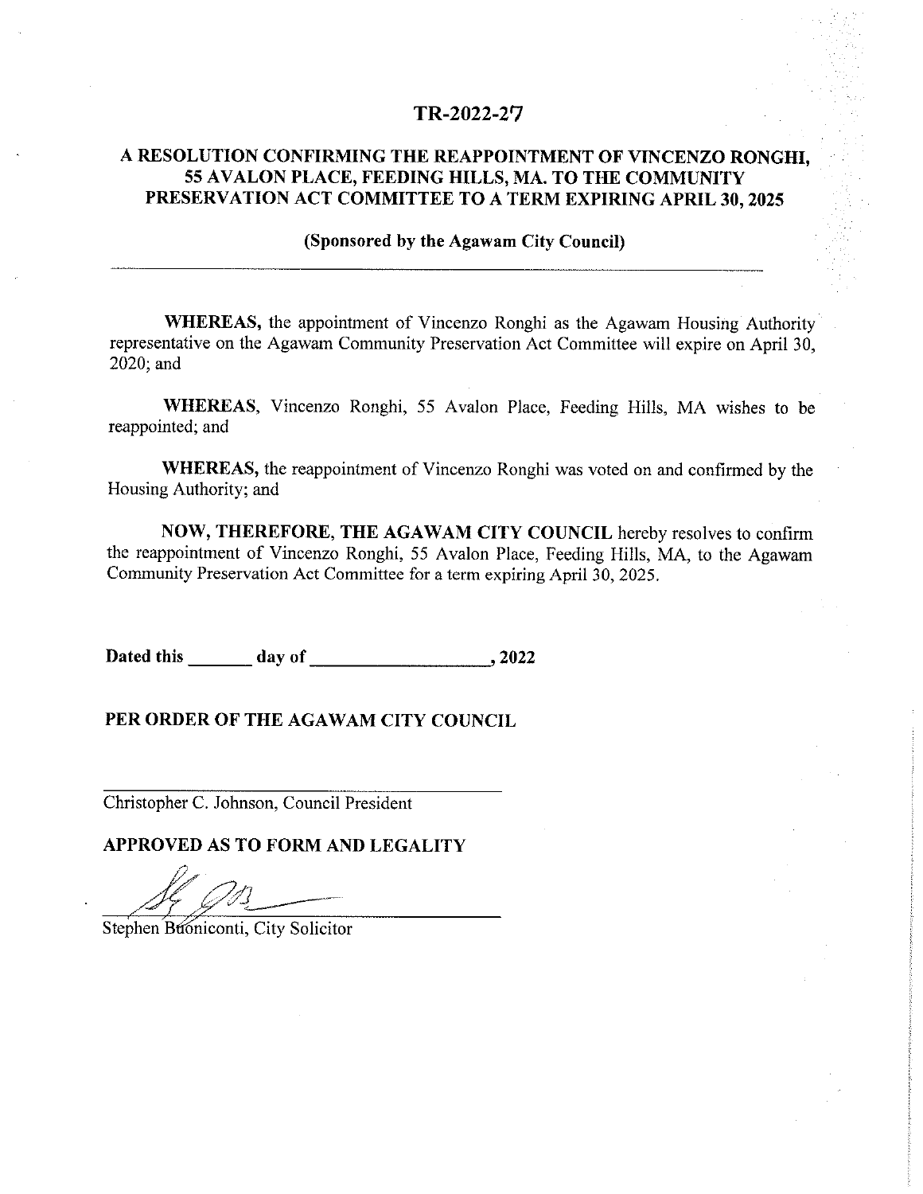# TR-2022-27

## A RESOLUTION CONFIRMING THE REAPPOINTMENT OF VINCENZO RONGHI, 55 AVALON PLACE, FEEDING HILLS, MA. TO THE COMMUNITY PRESERVATION ACT COMMITTEE TO A TERM EXPIRING APRIL 30, 2025

**(Sponsored by the Agawam City Council)**

---

**WHEREAS,** the appointment of Vincenzo Ronghi as the Agawam Housing Authority representative on the Agawam Community Preservation Act Committee will expire on April 30, 2020; and

**WHEREAS**, Vincenzo Ronghi, 55 Avalon Place, Feeding Hills, MA wishes to be reappointed; and

**WHEREAS,** the reappointment of Vincenzo Ronghi was voted on and confirmed by the Housing Authority; and

**NOW, THEREFORE, THE AGAWAM CITY COUNCIL** hereby resolves to confirm the reappointment of Vincenzo Ronghi, 55 Avalon Place, Feeding Hills, MA, to the Agawam Community Preservation Act Committee for a term expiring April 30, 2025.

**Dated this _______ day of ___________________, 2022**

**PER ORDER OF THE AGAWAM CITY COUNCIL**

_________________________________
Christopher C. Johnson, Council President

**APPROVED AS TO FORM AND LEGALITY**

_________________________________
Stephen Buoniconti, City Solicitor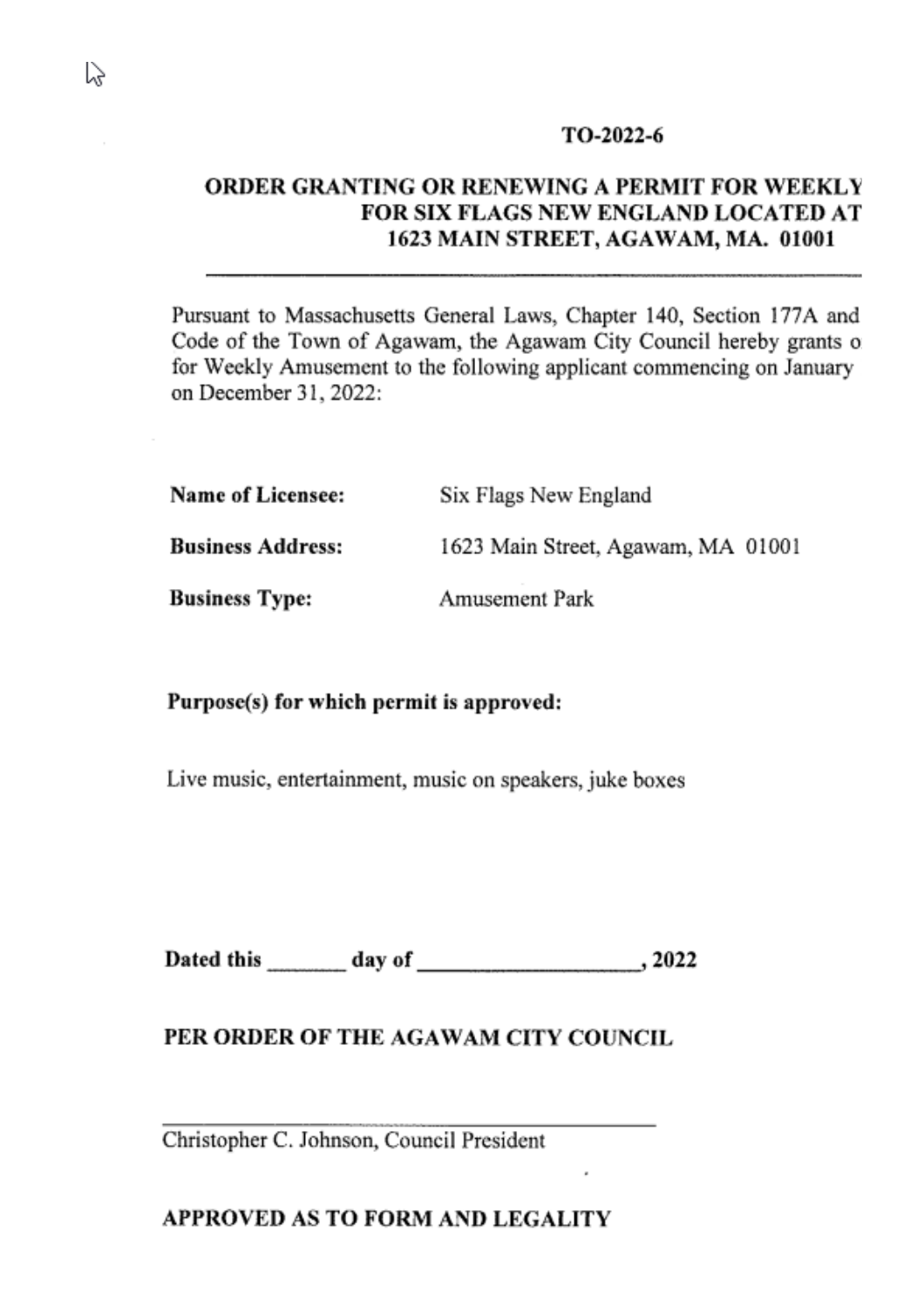TO-2022-6

**ORDER GRANTING OR RENEWING A PERMIT FOR WEEKLY FOR SIX FLAGS NEW ENGLAND LOCATED AT 1623 MAIN STREET, AGAWAM, MA. 01001**

---

Pursuant to Massachusetts General Laws, Chapter 140, Section 177A and Code of the Town of Agawam, the Agawam City Council hereby grants o for Weekly Amusement to the following applicant commencing on January on December 31, 2022:

**Name of Licensee:** Six Flags New England

**Business Address:** 1623 Main Street, Agawam, MA 01001

**Business Type:** Amusement Park

**Purpose(s) for which permit is approved:**

Live music, entertainment, music on speakers, juke boxes

**Dated this _______ day of ___________________, 2022**

**PER ORDER OF THE AGAWAM CITY COUNCIL**

_______________________________________

Christopher C. Johnson, Council President

**APPROVED AS TO FORM AND LEGALITY**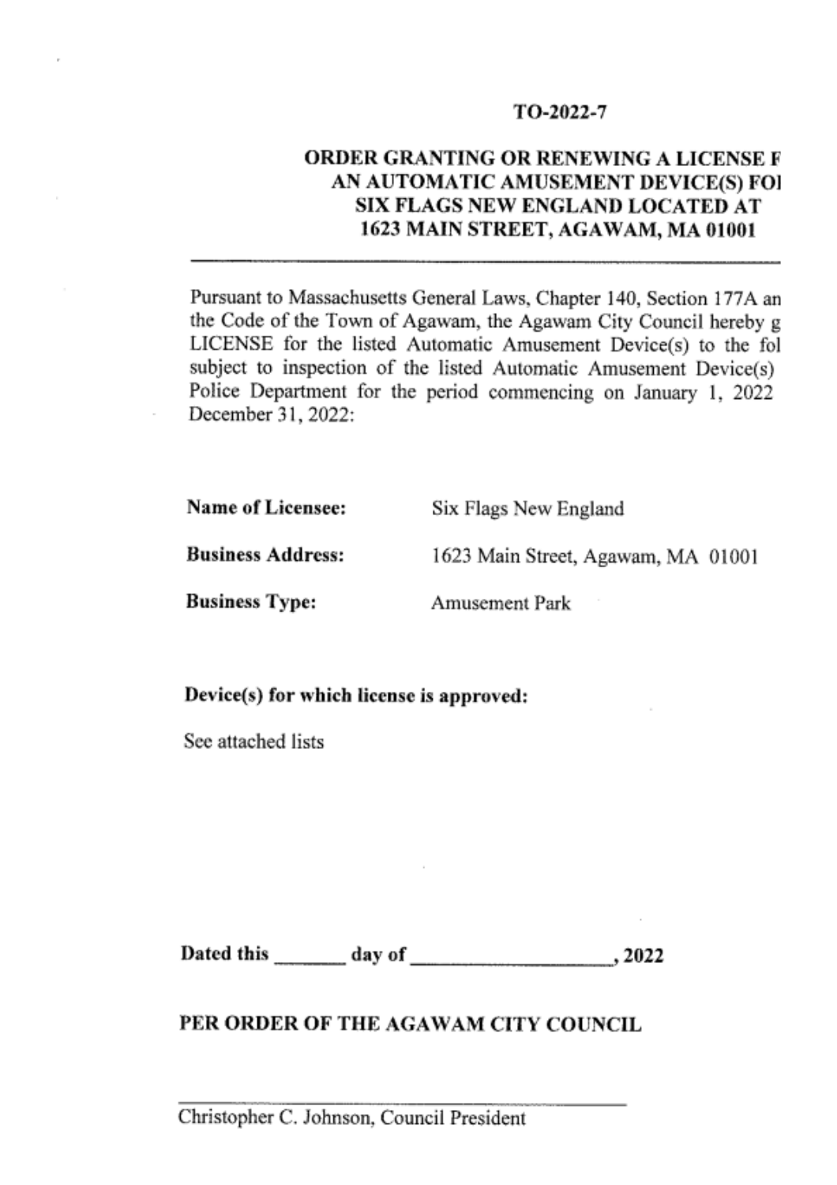TO-2022-7

**ORDER GRANTING OR RENEWING A LICENSE F AN AUTOMATIC AMUSEMENT DEVICE(S) FOI SIX FLAGS NEW ENGLAND LOCATED AT 1623 MAIN STREET, AGAWAM, MA 01001**

---

Pursuant to Massachusetts General Laws, Chapter 140, Section 177A an the Code of the Town of Agawam, the Agawam City Council hereby g LICENSE for the listed Automatic Amusement Device(s) to the fol subject to inspection of the listed Automatic Amusement Device(s) Police Department for the period commencing on January 1, 2022 December 31, 2022:

**Name of Licensee:** Six Flags New England

**Business Address:** 1623 Main Street, Agawam, MA 01001

**Business Type:** Amusement Park

**Device(s) for which license is approved:**

See attached lists

**Dated this \_\_\_\_\_\_ day of \_\_\_\_\_\_\_\_\_\_\_\_\_\_\_\_\_\_, 2022**

**PER ORDER OF THE AGAWAM CITY COUNCIL**

\_\_\_\_\_\_\_\_\_\_\_\_\_\_\_\_\_\_\_\_\_\_\_\_\_\_\_\_\_\_\_\_\_\_\_\_

Christopher C. Johnson, Council President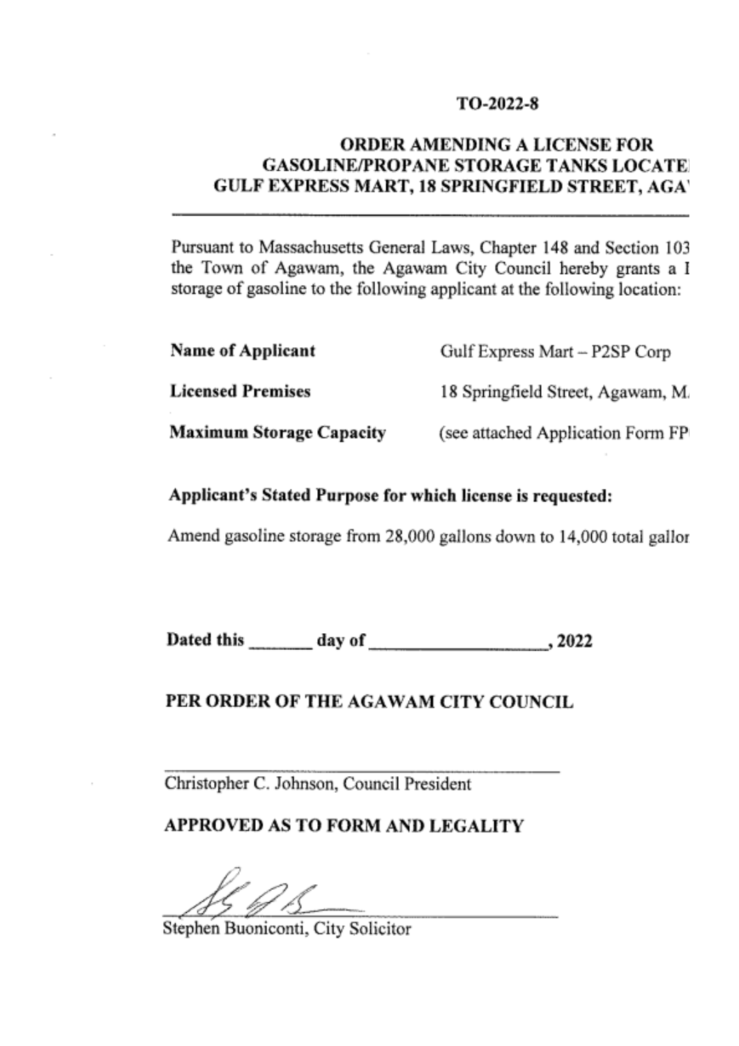**TO-2022-8**

## ORDER AMENDING A LICENSE FOR GASOLINE/PROPANE STORAGE TANKS LOCATE GULF EXPRESS MART, 18 SPRINGFIELD STREET, AGA

Pursuant to Massachusetts General Laws, Chapter 148 and Section 103 the Town of Agawam, the Agawam City Council hereby grants a l storage of gasoline to the following applicant at the following location:

**Name of Applicant** Gulf Express Mart – P2SP Corp

**Licensed Premises** 18 Springfield Street, Agawam, M

**Maximum Storage Capacity** (see attached Application Form FP

**Applicant's Stated Purpose for which license is requested:**

Amend gasoline storage from 28,000 gallons down to 14,000 total gallor

**Dated this \_\_\_\_\_\_\_ day of \_\_\_\_\_\_\_\_\_\_\_\_\_\_\_\_\_\_\_\_, 2022**

**PER ORDER OF THE AGAWAM CITY COUNCIL**

\_\_\_\_\_\_\_\_\_\_\_\_\_\_\_\_\_\_\_\_\_\_\_\_\_\_\_\_\_\_\_\_\_\_\_\_\_\_

Christopher C. Johnson, Council President

**APPROVED AS TO FORM AND LEGALITY**

\_\_\_\_\_\_\_\_\_\_\_\_\_\_\_\_\_\_\_\_\_\_\_\_\_\_\_\_\_\_\_\_\_\_\_\_\_\_

Stephen Buoniconti, City Solicitor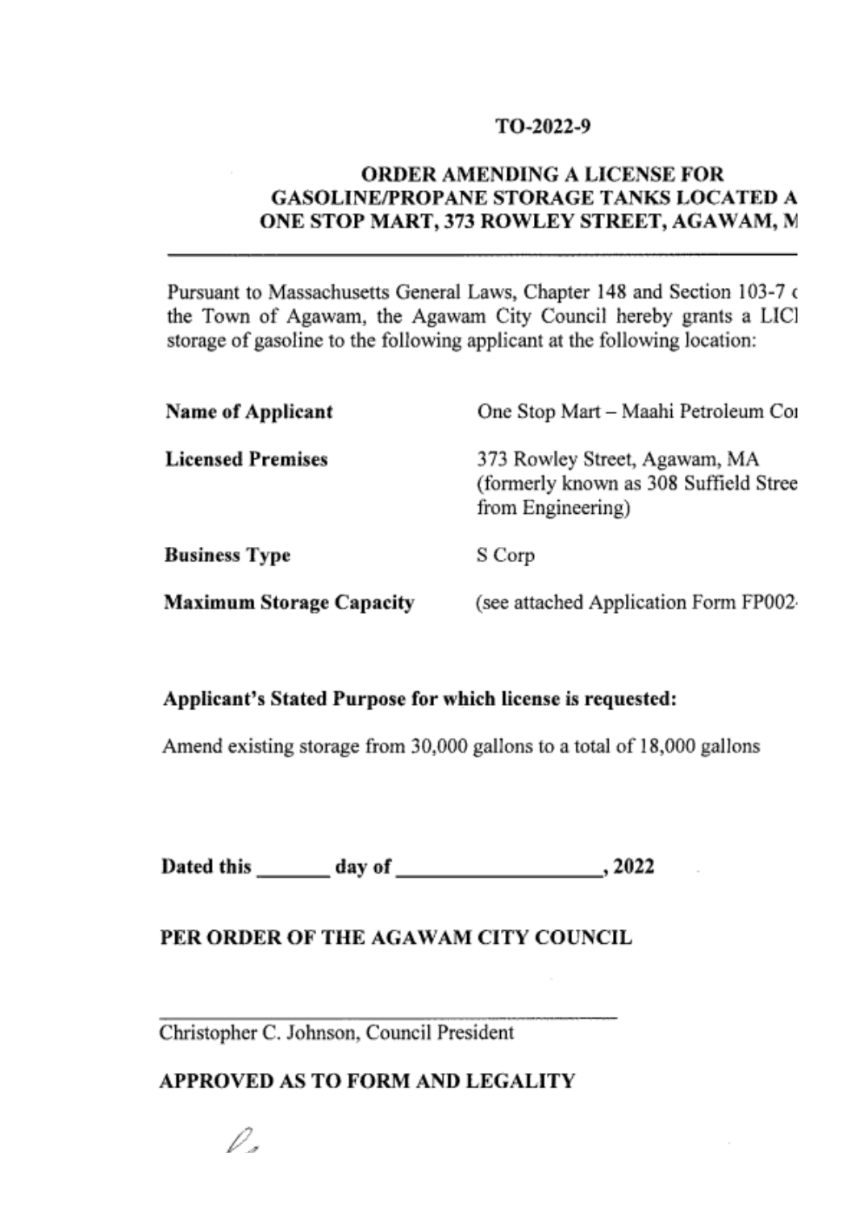TO-2022-9

# ORDER AMENDING A LICENSE FOR GASOLINE/PROPANE STORAGE TANKS LOCATED A ONE STOP MART, 373 ROWLEY STREET, AGAWAM, M

---

Pursuant to Massachusetts General Laws, Chapter 148 and Section 103-7 c the Town of Agawam, the Agawam City Council hereby grants a LICI storage of gasoline to the following applicant at the following location:

| | |
|---|---|
| **Name of Applicant** | One Stop Mart – Maahi Petroleum Coı |
| **Licensed Premises** | 373 Rowley Street, Agawam, MA (formerly known as 308 Suffield Stree from Engineering) |
| **Business Type** | S Corp |
| **Maximum Storage Capacity** | (see attached Application Form FP002- |

**Applicant's Stated Purpose for which license is requested:**

Amend existing storage from 30,000 gallons to a total of 18,000 gallons

**Dated this _______ day of ___________________, 2022**

**PER ORDER OF THE AGAWAM CITY COUNCIL**

_______________________________________

Christopher C. Johnson, Council President

**APPROVED AS TO FORM AND LEGALITY**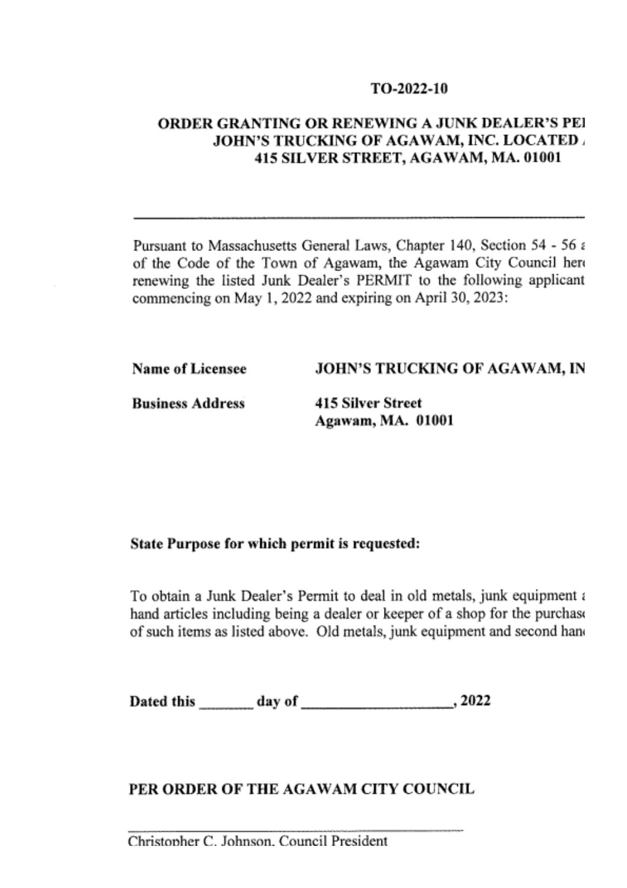TO-2022-10

**ORDER GRANTING OR RENEWING A JUNK DEALER'S PE JOHN'S TRUCKING OF AGAWAM, INC. LOCATED 415 SILVER STREET, AGAWAM, MA. 01001**

---

Pursuant to Massachusetts General Laws, Chapter 140, Section 54 - 56 of the Code of the Town of Agawam, the Agawam City Council her renewing the listed Junk Dealer's PERMIT to the following applicant commencing on May 1, 2022 and expiring on April 30, 2023:

**Name of Licensee** **JOHN'S TRUCKING OF AGAWAM, IN**

**Business Address** **415 Silver Street**
**Agawam, MA. 01001**

**State Purpose for which permit is requested:**

To obtain a Junk Dealer's Permit to deal in old metals, junk equipment hand articles including being a dealer or keeper of a shop for the purchas of such items as listed above. Old metals, junk equipment and second han

**Dated this _______ day of ___________________, 2022**

**PER ORDER OF THE AGAWAM CITY COUNCIL**

_______________________________________
Christopher C. Johnson, Council President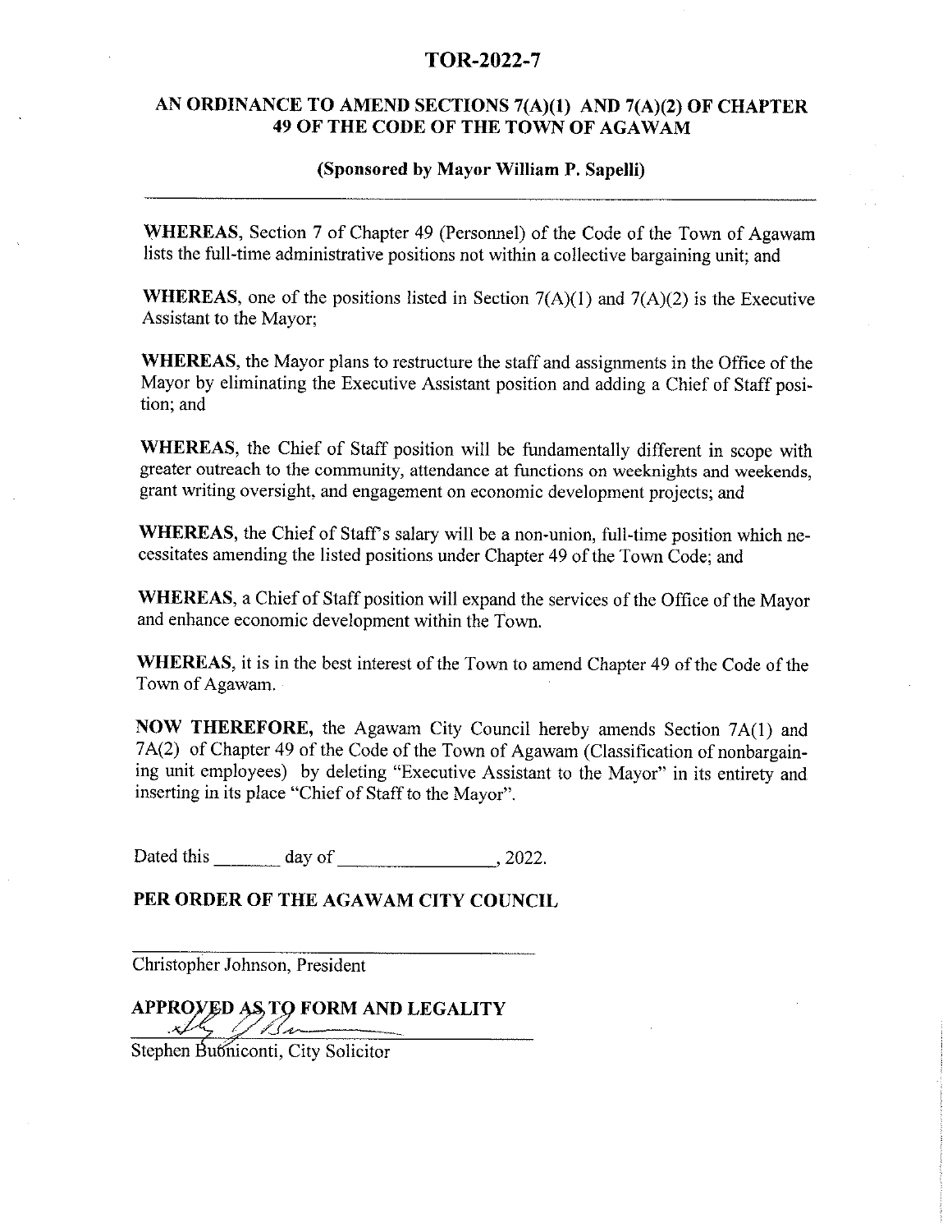# TOR-2022-7

## AN ORDINANCE TO AMEND SECTIONS 7(A)(1) AND 7(A)(2) OF CHAPTER 49 OF THE CODE OF THE TOWN OF AGAWAM

### (Sponsored by Mayor William P. Sapelli)

---

**WHEREAS,** Section 7 of Chapter 49 (Personnel) of the Code of the Town of Agawam lists the full-time administrative positions not within a collective bargaining unit; and

**WHEREAS,** one of the positions listed in Section 7(A)(1) and 7(A)(2) is the Executive Assistant to the Mayor;

**WHEREAS,** the Mayor plans to restructure the staff and assignments in the Office of the Mayor by eliminating the Executive Assistant position and adding a Chief of Staff position; and

**WHEREAS,** the Chief of Staff position will be fundamentally different in scope with greater outreach to the community, attendance at functions on weeknights and weekends, grant writing oversight, and engagement on economic development projects; and

**WHEREAS,** the Chief of Staff's salary will be a non-union, full-time position which necessitates amending the listed positions under Chapter 49 of the Town Code; and

**WHEREAS,** a Chief of Staff position will expand the services of the Office of the Mayor and enhance economic development within the Town.

**WHEREAS,** it is in the best interest of the Town to amend Chapter 49 of the Code of the Town of Agawam.

**NOW THEREFORE,** the Agawam City Council hereby amends Section 7A(1) and 7A(2) of Chapter 49 of the Code of the Town of Agawam (Classification of nonbargaining unit employees) by deleting "Executive Assistant to the Mayor" in its entirety and inserting in its place "Chief of Staff to the Mayor".

Dated this _______ day of _________________, 2022.

**PER ORDER OF THE AGAWAM CITY COUNCIL**

_______________________________

Christopher Johnson, President

**APPROVED AS TO FORM AND LEGALITY**

_______________________________

Stephen Buoniconti, City Solicitor